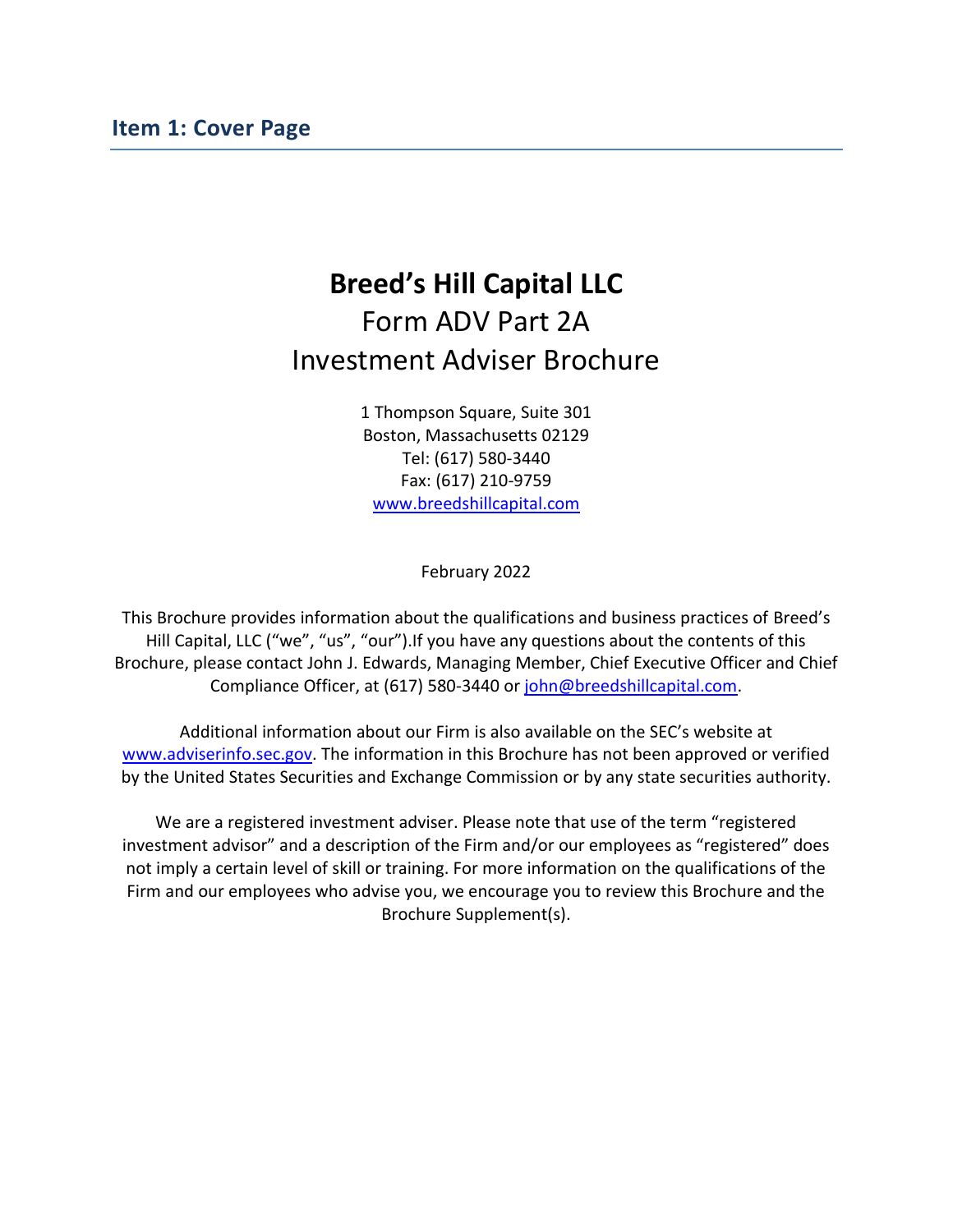## Item 1: Cover Page

# Breed's Hill Capital LLC

Form ADV Part 2A

Investment Adviser Brochure

1 Thompson Square, Suite 301
Boston, Massachusetts 02129
Tel: (617) 580-3440
Fax: (617) 210-9759
www.breedshillcapital.com

February 2022

This Brochure provides information about the qualifications and business practices of Breed's Hill Capital, LLC ("we", "us", "our").If you have any questions about the contents of this Brochure, please contact John J. Edwards, Managing Member, Chief Executive Officer and Chief Compliance Officer, at (617) 580-3440 or john@breedshillcapital.com.

Additional information about our Firm is also available on the SEC's website at www.adviserinfo.sec.gov. The information in this Brochure has not been approved or verified by the United States Securities and Exchange Commission or by any state securities authority.

We are a registered investment adviser. Please note that use of the term "registered investment advisor" and a description of the Firm and/or our employees as "registered" does not imply a certain level of skill or training. For more information on the qualifications of the Firm and our employees who advise you, we encourage you to review this Brochure and the Brochure Supplement(s).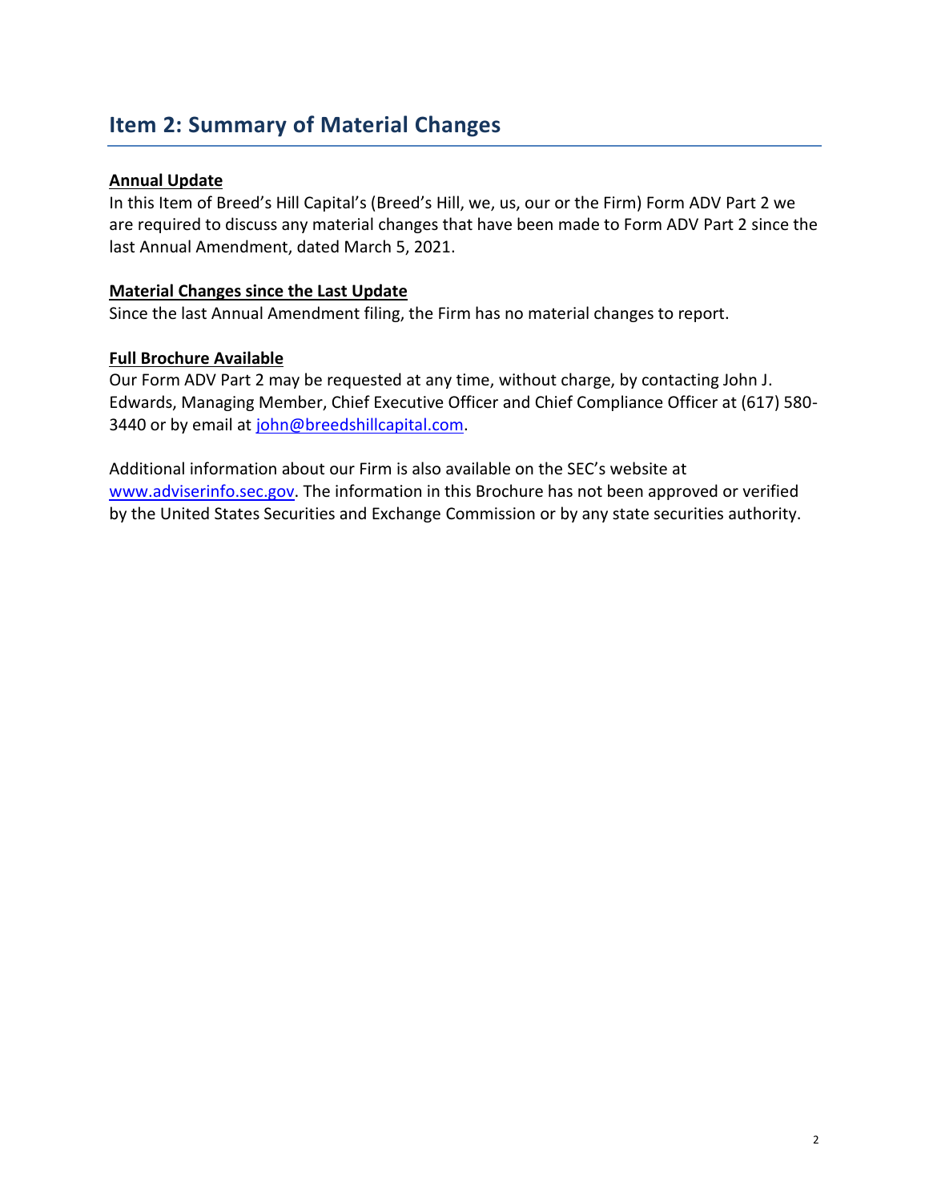## Item 2: Summary of Material Changes

**Annual Update**

In this Item of Breed's Hill Capital's (Breed's Hill, we, us, our or the Firm) Form ADV Part 2 we are required to discuss any material changes that have been made to Form ADV Part 2 since the last Annual Amendment, dated March 5, 2021.

**Material Changes since the Last Update**

Since the last Annual Amendment filing, the Firm has no material changes to report.

**Full Brochure Available**

Our Form ADV Part 2 may be requested at any time, without charge, by contacting John J. Edwards, Managing Member, Chief Executive Officer and Chief Compliance Officer at (617) 580-3440 or by email at john@breedshillcapital.com.

Additional information about our Firm is also available on the SEC's website at www.adviserinfo.sec.gov. The information in this Brochure has not been approved or verified by the United States Securities and Exchange Commission or by any state securities authority.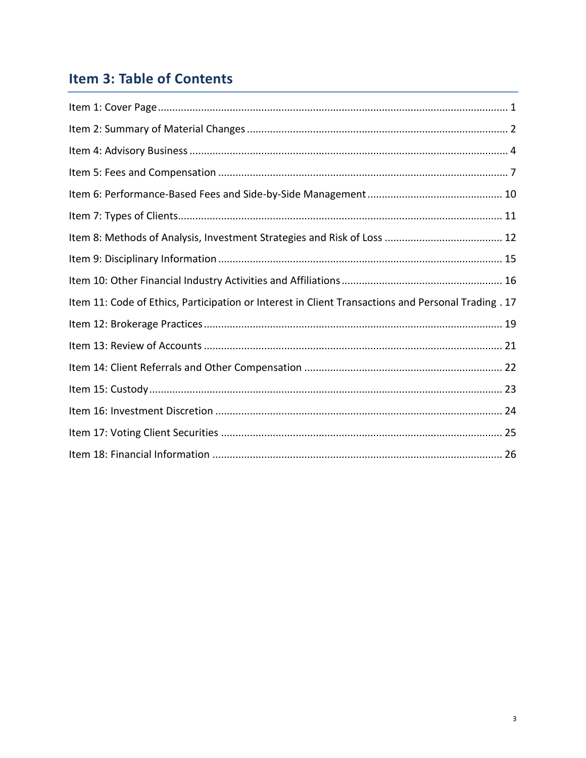## Item 3: Table of Contents

Item 1: Cover Page ........................................................................................................................ 1

Item 2: Summary of Material Changes ........................................................................................ 2

Item 4: Advisory Business ............................................................................................................ 4

Item 5: Fees and Compensation ................................................................................................... 7

Item 6: Performance-Based Fees and Side-by-Side Management .............................................. 10

Item 7: Types of Clients............................................................................................................... 11

Item 8: Methods of Analysis, Investment Strategies and Risk of Loss ......................................... 12

Item 9: Disciplinary Information ................................................................................................. 15

Item 10: Other Financial Industry Activities and Affiliations ....................................................... 16

Item 11: Code of Ethics, Participation or Interest in Client Transactions and Personal Trading . 17

Item 12: Brokerage Practices ...................................................................................................... 19

Item 13: Review of Accounts ...................................................................................................... 21

Item 14: Client Referrals and Other Compensation .................................................................... 22

Item 15: Custody ........................................................................................................................ 23

Item 16: Investment Discretion .................................................................................................. 24

Item 17: Voting Client Securities ................................................................................................ 25

Item 18: Financial Information ................................................................................................... 26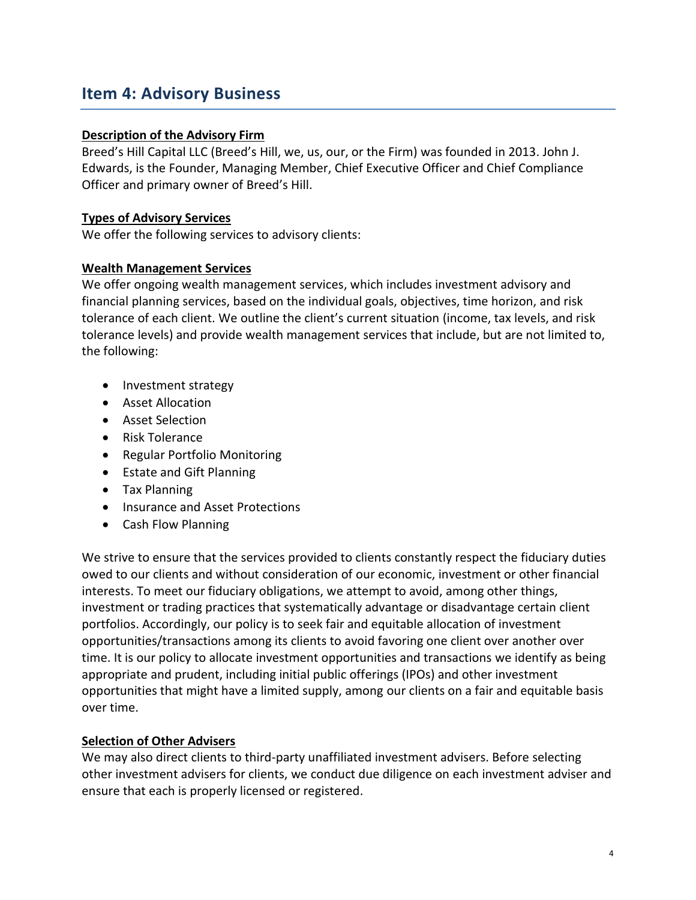## Item 4: Advisory Business

**Description of the Advisory Firm**

Breed's Hill Capital LLC (Breed's Hill, we, us, our, or the Firm) was founded in 2013. John J. Edwards, is the Founder, Managing Member, Chief Executive Officer and Chief Compliance Officer and primary owner of Breed's Hill.

**Types of Advisory Services**

We offer the following services to advisory clients:

**Wealth Management Services**

We offer ongoing wealth management services, which includes investment advisory and financial planning services, based on the individual goals, objectives, time horizon, and risk tolerance of each client. We outline the client's current situation (income, tax levels, and risk tolerance levels) and provide wealth management services that include, but are not limited to, the following:

- Investment strategy
- Asset Allocation
- Asset Selection
- Risk Tolerance
- Regular Portfolio Monitoring
- Estate and Gift Planning
- Tax Planning
- Insurance and Asset Protections
- Cash Flow Planning

We strive to ensure that the services provided to clients constantly respect the fiduciary duties owed to our clients and without consideration of our economic, investment or other financial interests. To meet our fiduciary obligations, we attempt to avoid, among other things, investment or trading practices that systematically advantage or disadvantage certain client portfolios. Accordingly, our policy is to seek fair and equitable allocation of investment opportunities/transactions among its clients to avoid favoring one client over another over time. It is our policy to allocate investment opportunities and transactions we identify as being appropriate and prudent, including initial public offerings (IPOs) and other investment opportunities that might have a limited supply, among our clients on a fair and equitable basis over time.

**Selection of Other Advisers**

We may also direct clients to third-party unaffiliated investment advisers. Before selecting other investment advisers for clients, we conduct due diligence on each investment adviser and ensure that each is properly licensed or registered.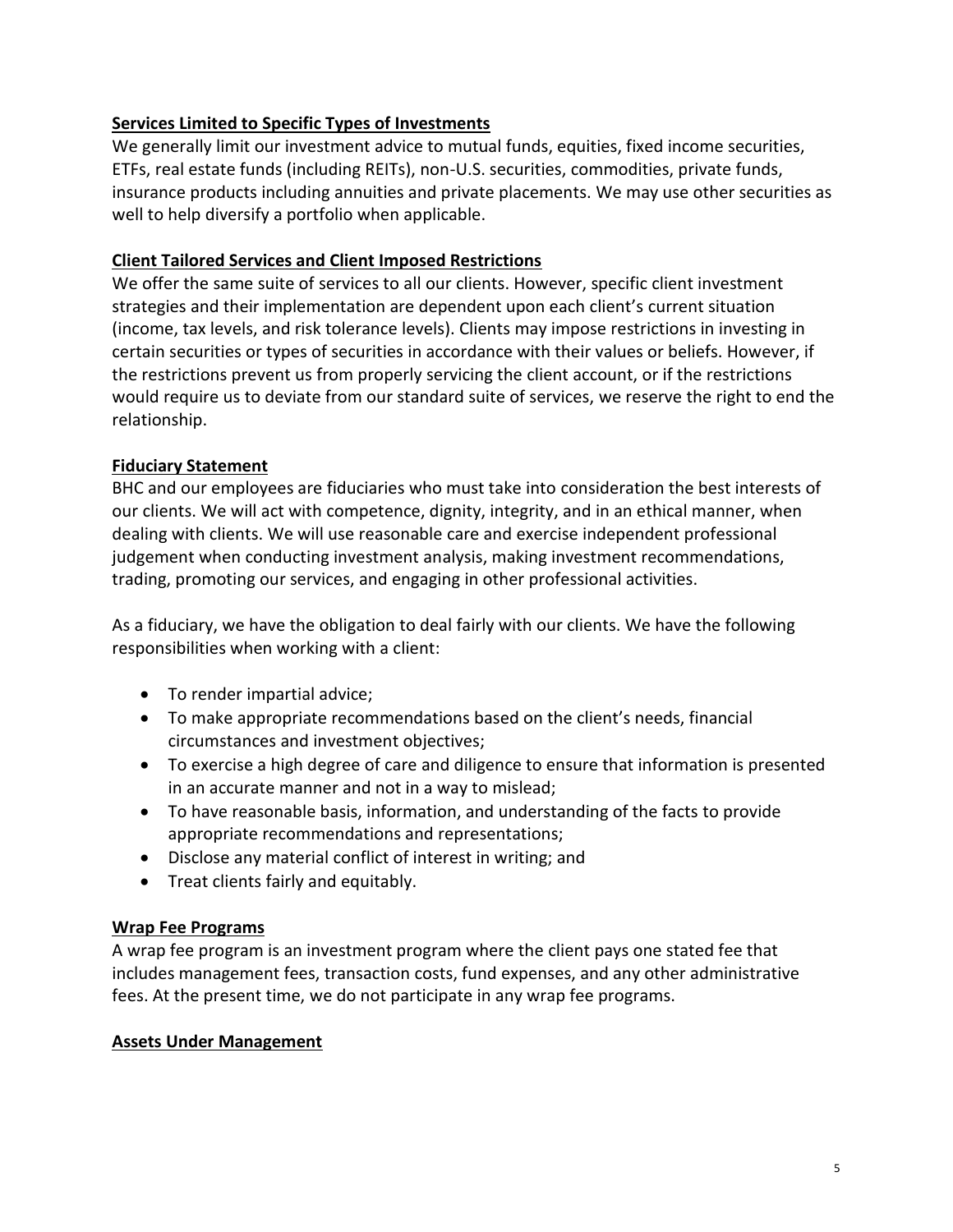### Services Limited to Specific Types of Investments

We generally limit our investment advice to mutual funds, equities, fixed income securities, ETFs, real estate funds (including REITs), non-U.S. securities, commodities, private funds, insurance products including annuities and private placements. We may use other securities as well to help diversify a portfolio when applicable.

### Client Tailored Services and Client Imposed Restrictions

We offer the same suite of services to all our clients. However, specific client investment strategies and their implementation are dependent upon each client's current situation (income, tax levels, and risk tolerance levels). Clients may impose restrictions in investing in certain securities or types of securities in accordance with their values or beliefs. However, if the restrictions prevent us from properly servicing the client account, or if the restrictions would require us to deviate from our standard suite of services, we reserve the right to end the relationship.

### Fiduciary Statement

BHC and our employees are fiduciaries who must take into consideration the best interests of our clients. We will act with competence, dignity, integrity, and in an ethical manner, when dealing with clients. We will use reasonable care and exercise independent professional judgement when conducting investment analysis, making investment recommendations, trading, promoting our services, and engaging in other professional activities.

As a fiduciary, we have the obligation to deal fairly with our clients. We have the following responsibilities when working with a client:

- To render impartial advice;
- To make appropriate recommendations based on the client's needs, financial circumstances and investment objectives;
- To exercise a high degree of care and diligence to ensure that information is presented in an accurate manner and not in a way to mislead;
- To have reasonable basis, information, and understanding of the facts to provide appropriate recommendations and representations;
- Disclose any material conflict of interest in writing; and
- Treat clients fairly and equitably.

### Wrap Fee Programs

A wrap fee program is an investment program where the client pays one stated fee that includes management fees, transaction costs, fund expenses, and any other administrative fees. At the present time, we do not participate in any wrap fee programs.

### Assets Under Management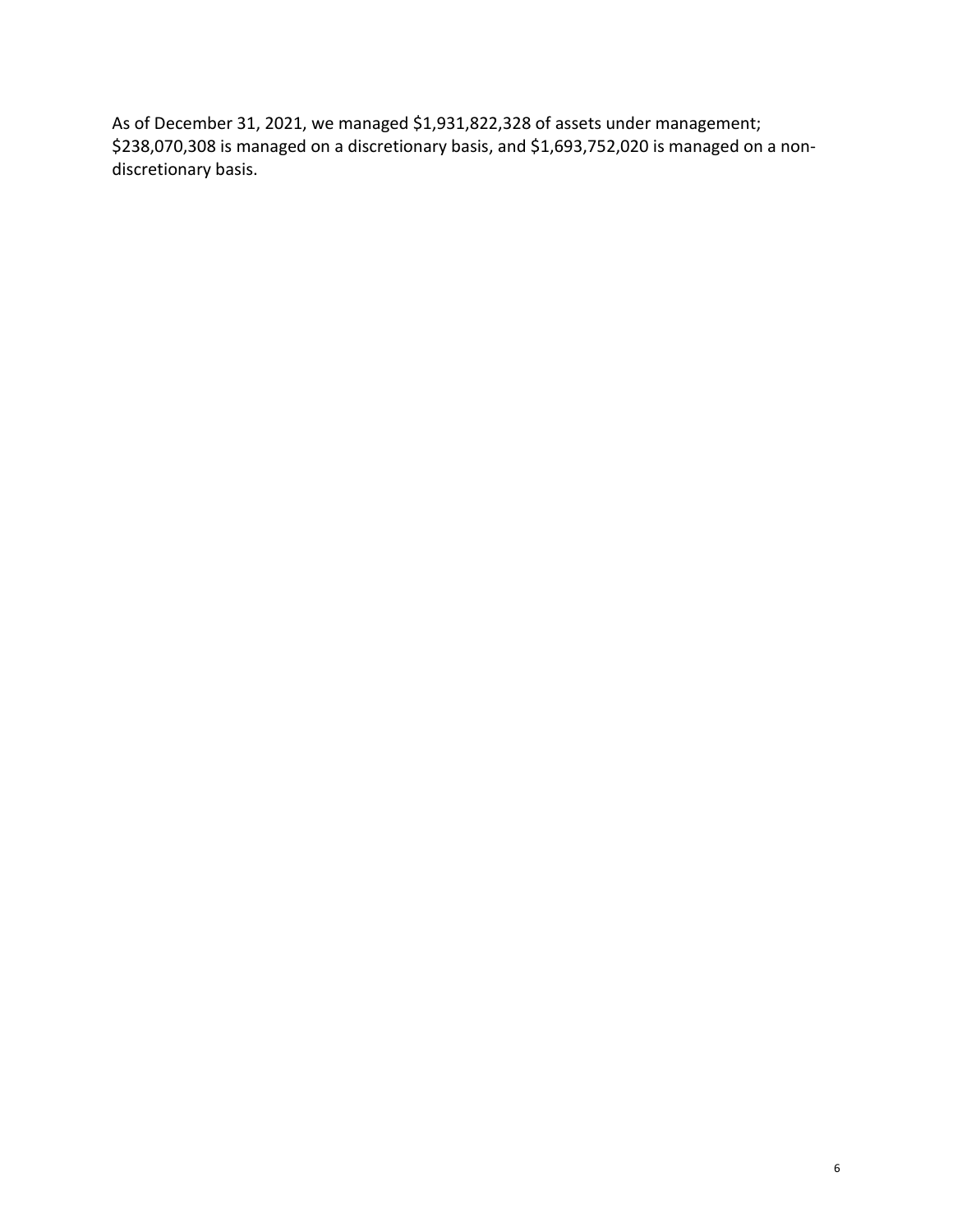As of December 31, 2021, we managed $1,931,822,328 of assets under management; $238,070,308 is managed on a discretionary basis, and $1,693,752,020 is managed on a non-discretionary basis.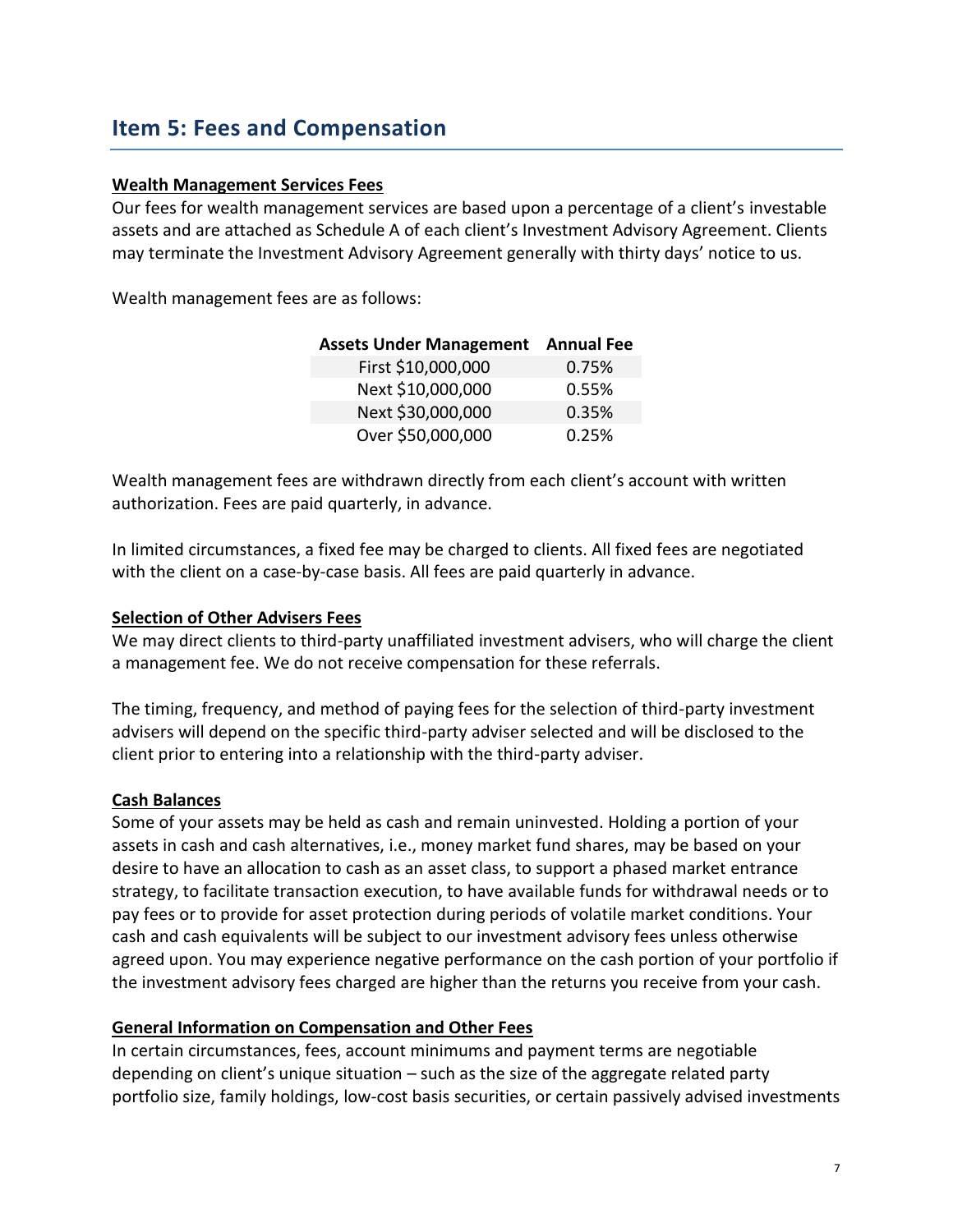## Item 5: Fees and Compensation

**Wealth Management Services Fees**

Our fees for wealth management services are based upon a percentage of a client's investable assets and are attached as Schedule A of each client's Investment Advisory Agreement. Clients may terminate the Investment Advisory Agreement generally with thirty days' notice to us.

Wealth management fees are as follows:

| Assets Under Management | Annual Fee |
|---|---|
| First $10,000,000 | 0.75% |
| Next $10,000,000 | 0.55% |
| Next $30,000,000 | 0.35% |
| Over $50,000,000 | 0.25% |

Wealth management fees are withdrawn directly from each client's account with written authorization. Fees are paid quarterly, in advance.

In limited circumstances, a fixed fee may be charged to clients. All fixed fees are negotiated with the client on a case-by-case basis. All fees are paid quarterly in advance.

**Selection of Other Advisers Fees**

We may direct clients to third-party unaffiliated investment advisers, who will charge the client a management fee. We do not receive compensation for these referrals.

The timing, frequency, and method of paying fees for the selection of third-party investment advisers will depend on the specific third-party adviser selected and will be disclosed to the client prior to entering into a relationship with the third-party adviser.

**Cash Balances**

Some of your assets may be held as cash and remain uninvested. Holding a portion of your assets in cash and cash alternatives, i.e., money market fund shares, may be based on your desire to have an allocation to cash as an asset class, to support a phased market entrance strategy, to facilitate transaction execution, to have available funds for withdrawal needs or to pay fees or to provide for asset protection during periods of volatile market conditions. Your cash and cash equivalents will be subject to our investment advisory fees unless otherwise agreed upon. You may experience negative performance on the cash portion of your portfolio if the investment advisory fees charged are higher than the returns you receive from your cash.

**General Information on Compensation and Other Fees**

In certain circumstances, fees, account minimums and payment terms are negotiable depending on client's unique situation – such as the size of the aggregate related party portfolio size, family holdings, low-cost basis securities, or certain passively advised investments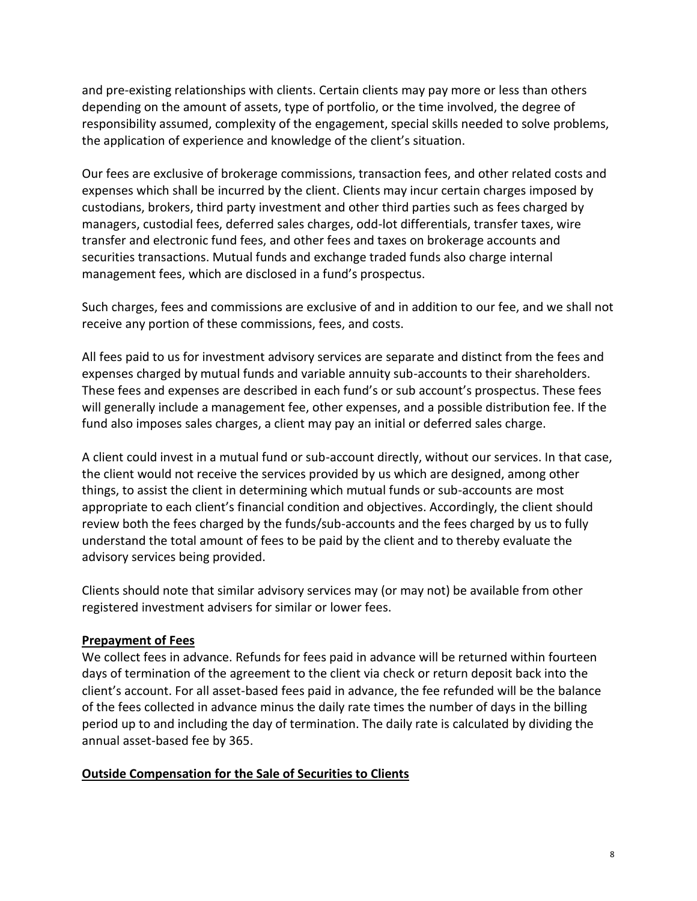and pre-existing relationships with clients. Certain clients may pay more or less than others depending on the amount of assets, type of portfolio, or the time involved, the degree of responsibility assumed, complexity of the engagement, special skills needed to solve problems, the application of experience and knowledge of the client's situation.

Our fees are exclusive of brokerage commissions, transaction fees, and other related costs and expenses which shall be incurred by the client. Clients may incur certain charges imposed by custodians, brokers, third party investment and other third parties such as fees charged by managers, custodial fees, deferred sales charges, odd-lot differentials, transfer taxes, wire transfer and electronic fund fees, and other fees and taxes on brokerage accounts and securities transactions. Mutual funds and exchange traded funds also charge internal management fees, which are disclosed in a fund's prospectus.

Such charges, fees and commissions are exclusive of and in addition to our fee, and we shall not receive any portion of these commissions, fees, and costs.

All fees paid to us for investment advisory services are separate and distinct from the fees and expenses charged by mutual funds and variable annuity sub-accounts to their shareholders. These fees and expenses are described in each fund's or sub account's prospectus. These fees will generally include a management fee, other expenses, and a possible distribution fee. If the fund also imposes sales charges, a client may pay an initial or deferred sales charge.

A client could invest in a mutual fund or sub-account directly, without our services. In that case, the client would not receive the services provided by us which are designed, among other things, to assist the client in determining which mutual funds or sub-accounts are most appropriate to each client's financial condition and objectives. Accordingly, the client should review both the fees charged by the funds/sub-accounts and the fees charged by us to fully understand the total amount of fees to be paid by the client and to thereby evaluate the advisory services being provided.

Clients should note that similar advisory services may (or may not) be available from other registered investment advisers for similar or lower fees.

**Prepayment of Fees**

We collect fees in advance. Refunds for fees paid in advance will be returned within fourteen days of termination of the agreement to the client via check or return deposit back into the client's account. For all asset-based fees paid in advance, the fee refunded will be the balance of the fees collected in advance minus the daily rate times the number of days in the billing period up to and including the day of termination. The daily rate is calculated by dividing the annual asset-based fee by 365.

**Outside Compensation for the Sale of Securities to Clients**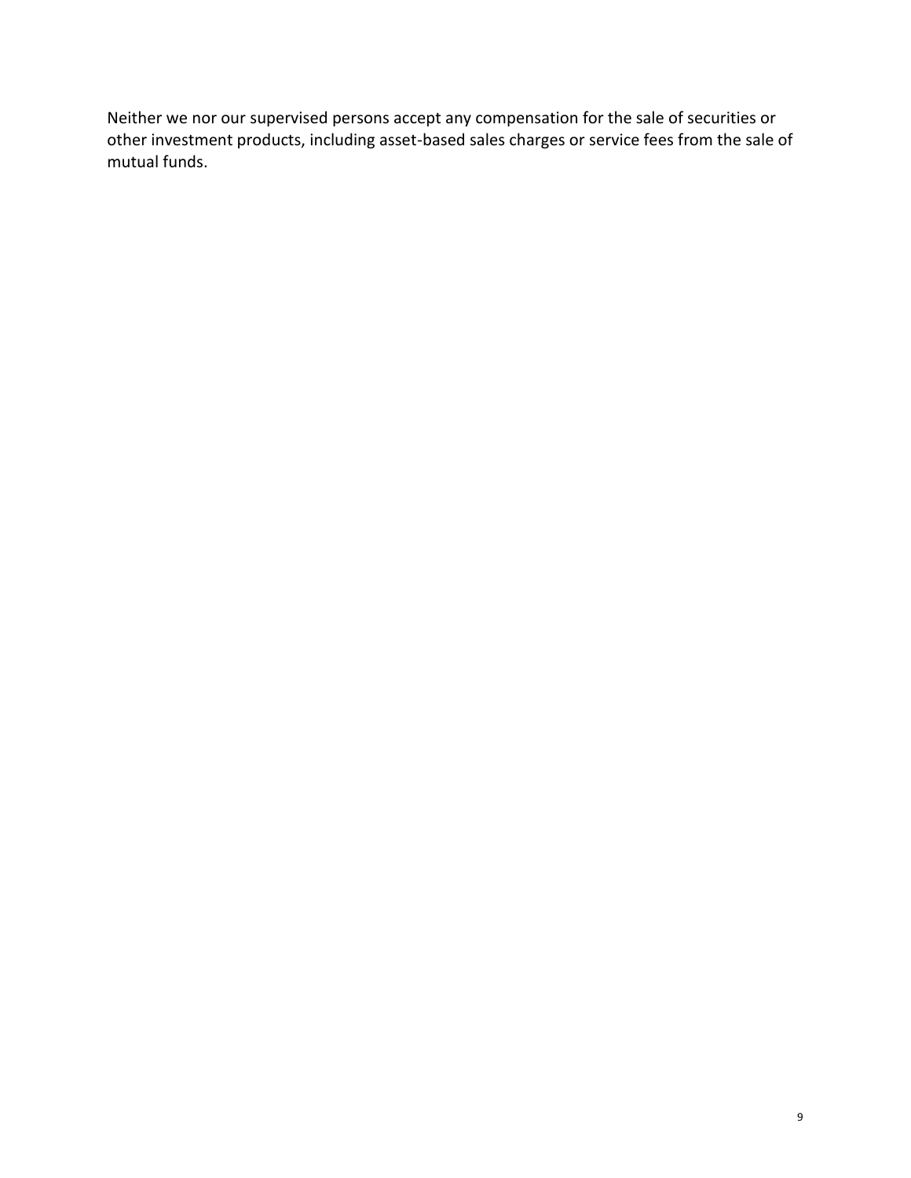Neither we nor our supervised persons accept any compensation for the sale of securities or other investment products, including asset-based sales charges or service fees from the sale of mutual funds.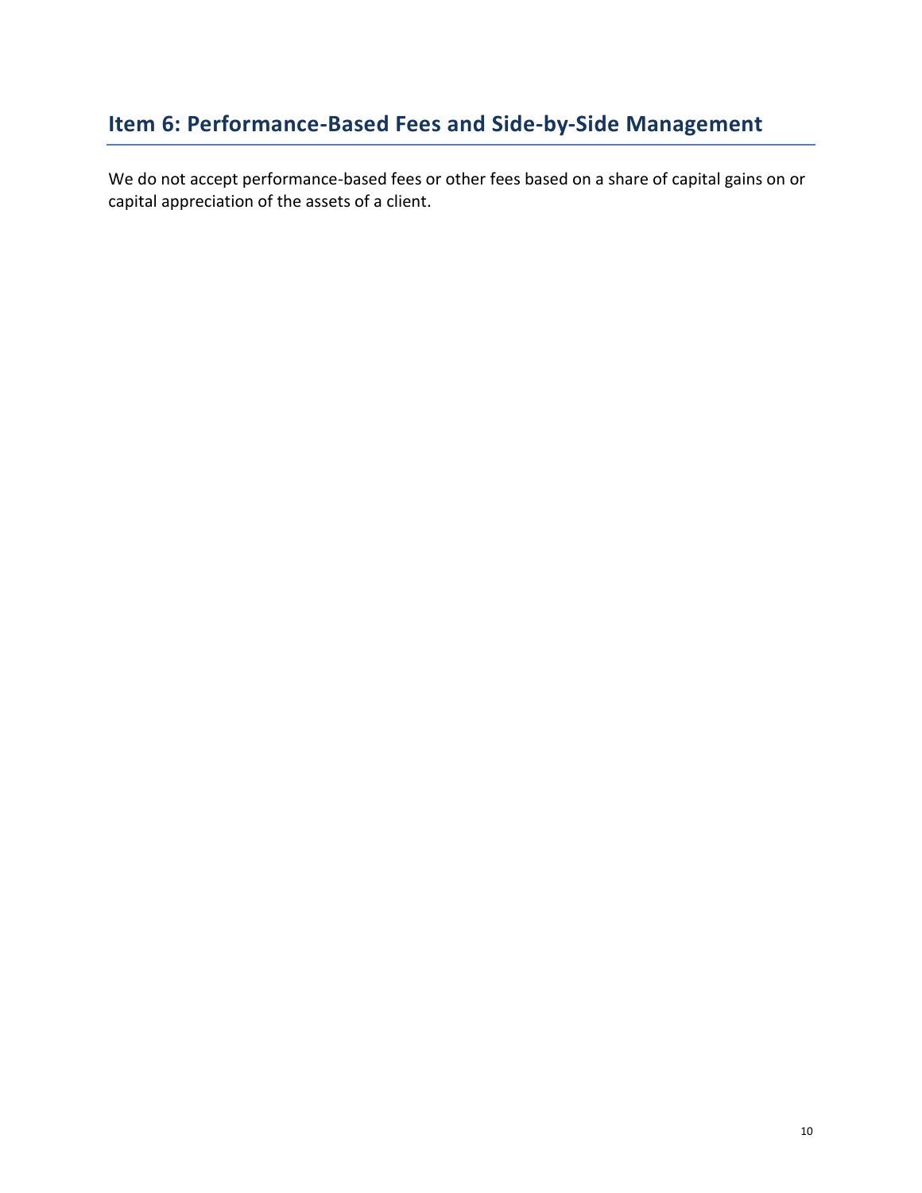## Item 6: Performance-Based Fees and Side-by-Side Management

We do not accept performance-based fees or other fees based on a share of capital gains on or capital appreciation of the assets of a client.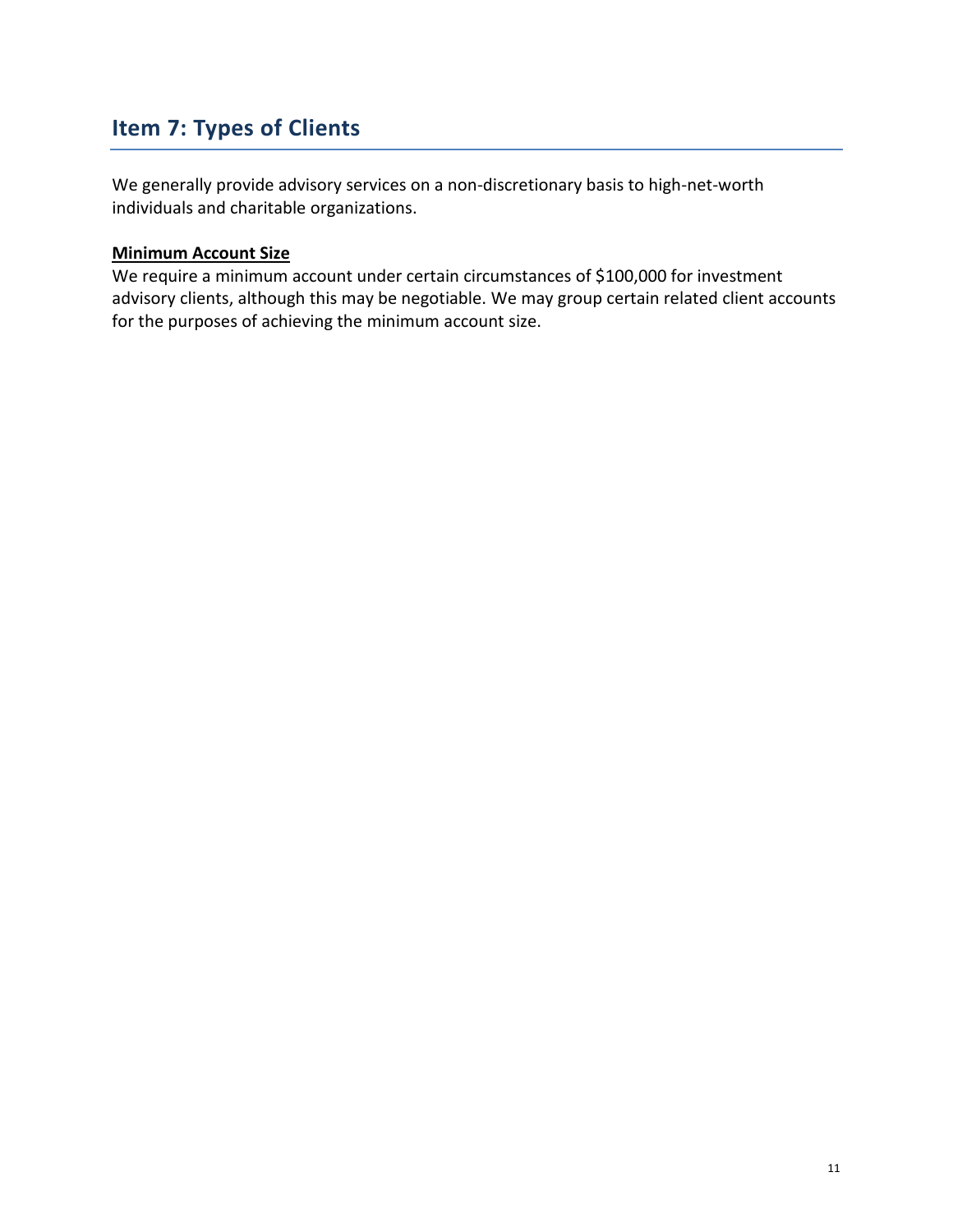## Item 7: Types of Clients

We generally provide advisory services on a non-discretionary basis to high-net-worth individuals and charitable organizations.

**Minimum Account Size**

We require a minimum account under certain circumstances of $100,000 for investment advisory clients, although this may be negotiable. We may group certain related client accounts for the purposes of achieving the minimum account size.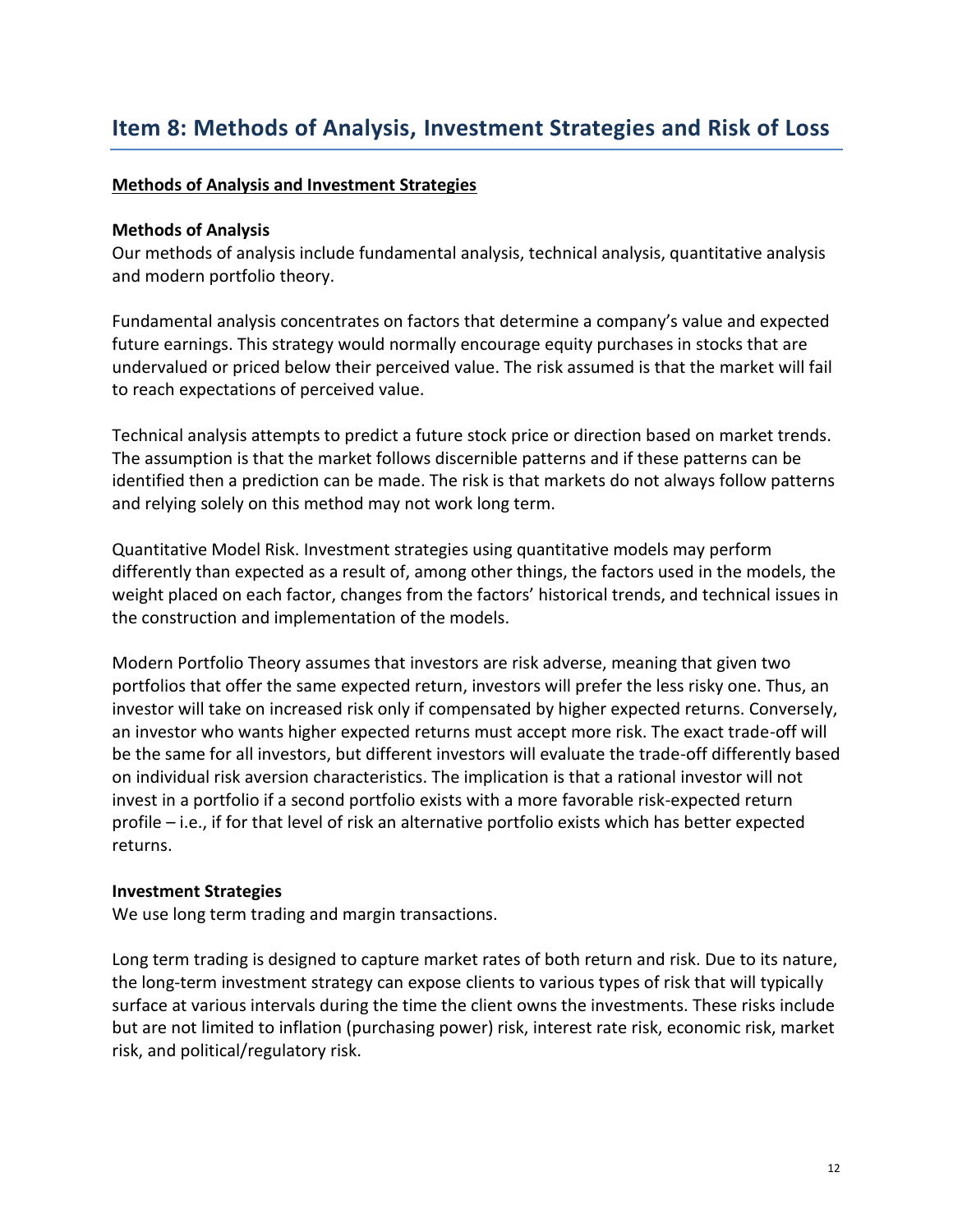## Item 8: Methods of Analysis, Investment Strategies and Risk of Loss

**Methods of Analysis and Investment Strategies**

**Methods of Analysis**

Our methods of analysis include fundamental analysis, technical analysis, quantitative analysis and modern portfolio theory.

Fundamental analysis concentrates on factors that determine a company's value and expected future earnings. This strategy would normally encourage equity purchases in stocks that are undervalued or priced below their perceived value. The risk assumed is that the market will fail to reach expectations of perceived value.

Technical analysis attempts to predict a future stock price or direction based on market trends. The assumption is that the market follows discernible patterns and if these patterns can be identified then a prediction can be made. The risk is that markets do not always follow patterns and relying solely on this method may not work long term.

Quantitative Model Risk. Investment strategies using quantitative models may perform differently than expected as a result of, among other things, the factors used in the models, the weight placed on each factor, changes from the factors' historical trends, and technical issues in the construction and implementation of the models.

Modern Portfolio Theory assumes that investors are risk adverse, meaning that given two portfolios that offer the same expected return, investors will prefer the less risky one. Thus, an investor will take on increased risk only if compensated by higher expected returns. Conversely, an investor who wants higher expected returns must accept more risk. The exact trade-off will be the same for all investors, but different investors will evaluate the trade-off differently based on individual risk aversion characteristics. The implication is that a rational investor will not invest in a portfolio if a second portfolio exists with a more favorable risk-expected return profile – i.e., if for that level of risk an alternative portfolio exists which has better expected returns.

**Investment Strategies**

We use long term trading and margin transactions.

Long term trading is designed to capture market rates of both return and risk. Due to its nature, the long-term investment strategy can expose clients to various types of risk that will typically surface at various intervals during the time the client owns the investments. These risks include but are not limited to inflation (purchasing power) risk, interest rate risk, economic risk, market risk, and political/regulatory risk.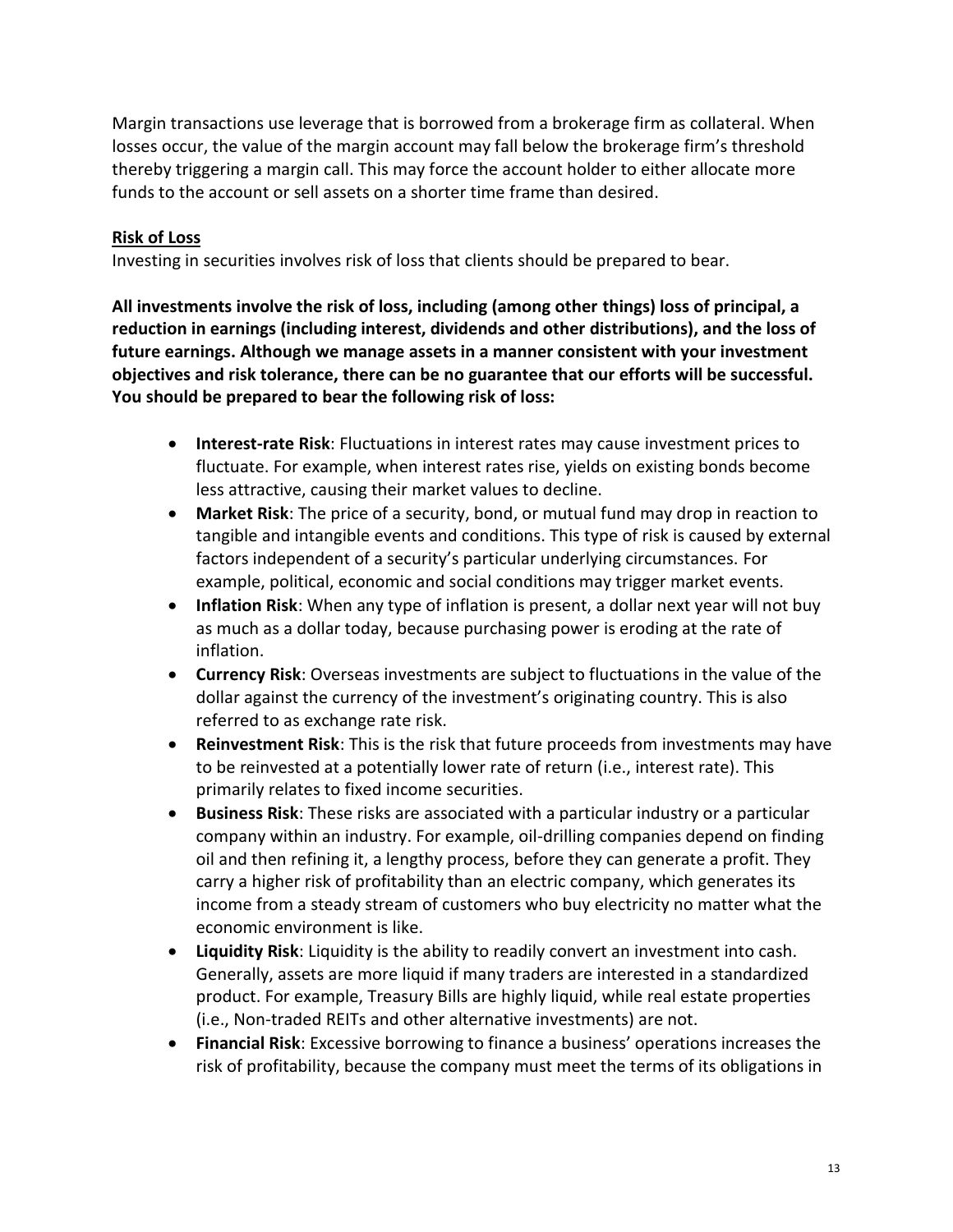Margin transactions use leverage that is borrowed from a brokerage firm as collateral. When losses occur, the value of the margin account may fall below the brokerage firm's threshold thereby triggering a margin call. This may force the account holder to either allocate more funds to the account or sell assets on a shorter time frame than desired.

**Risk of Loss**

Investing in securities involves risk of loss that clients should be prepared to bear.

**All investments involve the risk of loss, including (among other things) loss of principal, a reduction in earnings (including interest, dividends and other distributions), and the loss of future earnings. Although we manage assets in a manner consistent with your investment objectives and risk tolerance, there can be no guarantee that our efforts will be successful. You should be prepared to bear the following risk of loss:**

- **Interest-rate Risk**: Fluctuations in interest rates may cause investment prices to fluctuate. For example, when interest rates rise, yields on existing bonds become less attractive, causing their market values to decline.
- **Market Risk**: The price of a security, bond, or mutual fund may drop in reaction to tangible and intangible events and conditions. This type of risk is caused by external factors independent of a security's particular underlying circumstances. For example, political, economic and social conditions may trigger market events.
- **Inflation Risk**: When any type of inflation is present, a dollar next year will not buy as much as a dollar today, because purchasing power is eroding at the rate of inflation.
- **Currency Risk**: Overseas investments are subject to fluctuations in the value of the dollar against the currency of the investment's originating country. This is also referred to as exchange rate risk.
- **Reinvestment Risk**: This is the risk that future proceeds from investments may have to be reinvested at a potentially lower rate of return (i.e., interest rate). This primarily relates to fixed income securities.
- **Business Risk**: These risks are associated with a particular industry or a particular company within an industry. For example, oil-drilling companies depend on finding oil and then refining it, a lengthy process, before they can generate a profit. They carry a higher risk of profitability than an electric company, which generates its income from a steady stream of customers who buy electricity no matter what the economic environment is like.
- **Liquidity Risk**: Liquidity is the ability to readily convert an investment into cash. Generally, assets are more liquid if many traders are interested in a standardized product. For example, Treasury Bills are highly liquid, while real estate properties (i.e., Non-traded REITs and other alternative investments) are not.
- **Financial Risk**: Excessive borrowing to finance a business' operations increases the risk of profitability, because the company must meet the terms of its obligations in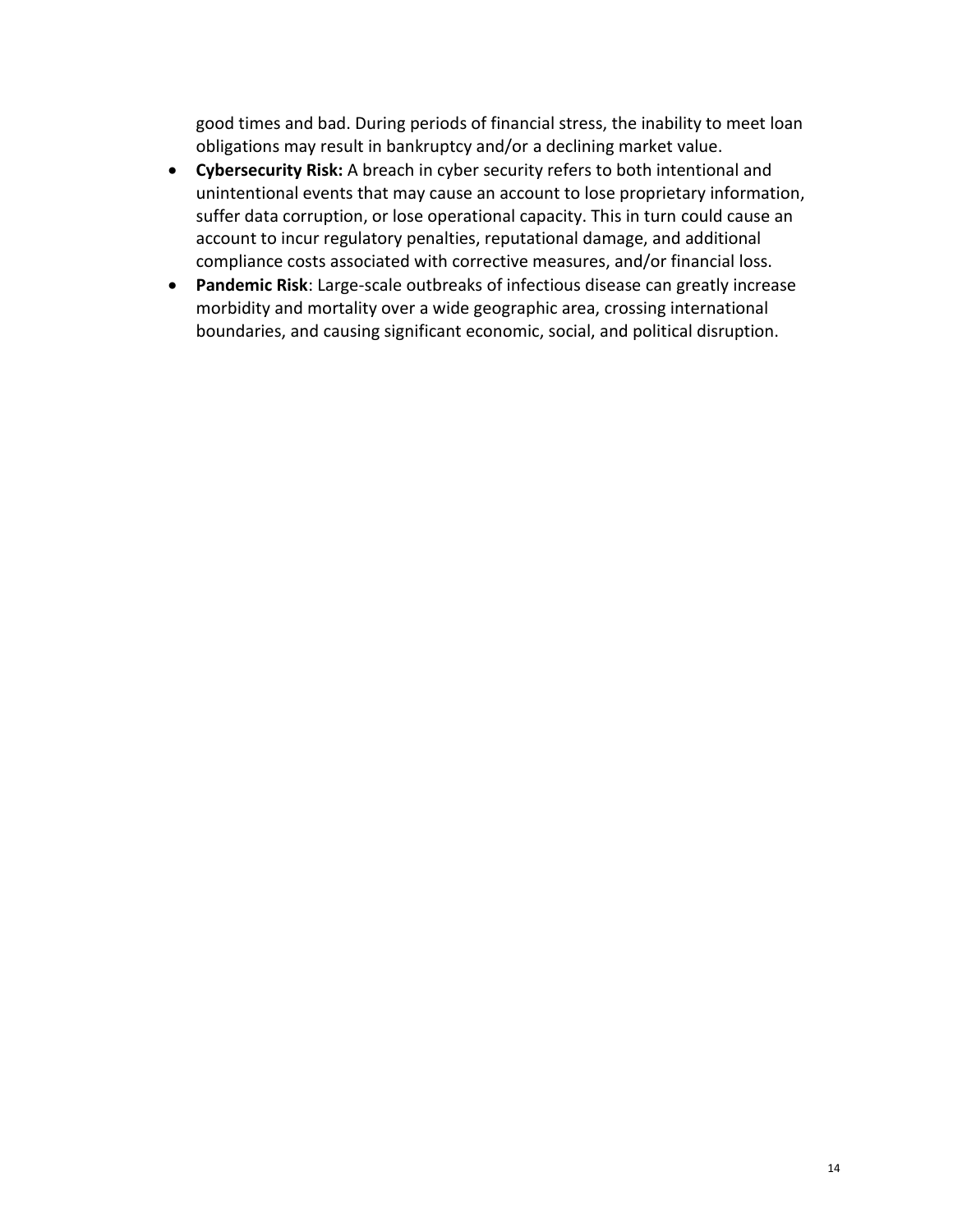good times and bad. During periods of financial stress, the inability to meet loan obligations may result in bankruptcy and/or a declining market value.

- **Cybersecurity Risk:** A breach in cyber security refers to both intentional and unintentional events that may cause an account to lose proprietary information, suffer data corruption, or lose operational capacity. This in turn could cause an account to incur regulatory penalties, reputational damage, and additional compliance costs associated with corrective measures, and/or financial loss.
- **Pandemic Risk**: Large-scale outbreaks of infectious disease can greatly increase morbidity and mortality over a wide geographic area, crossing international boundaries, and causing significant economic, social, and political disruption.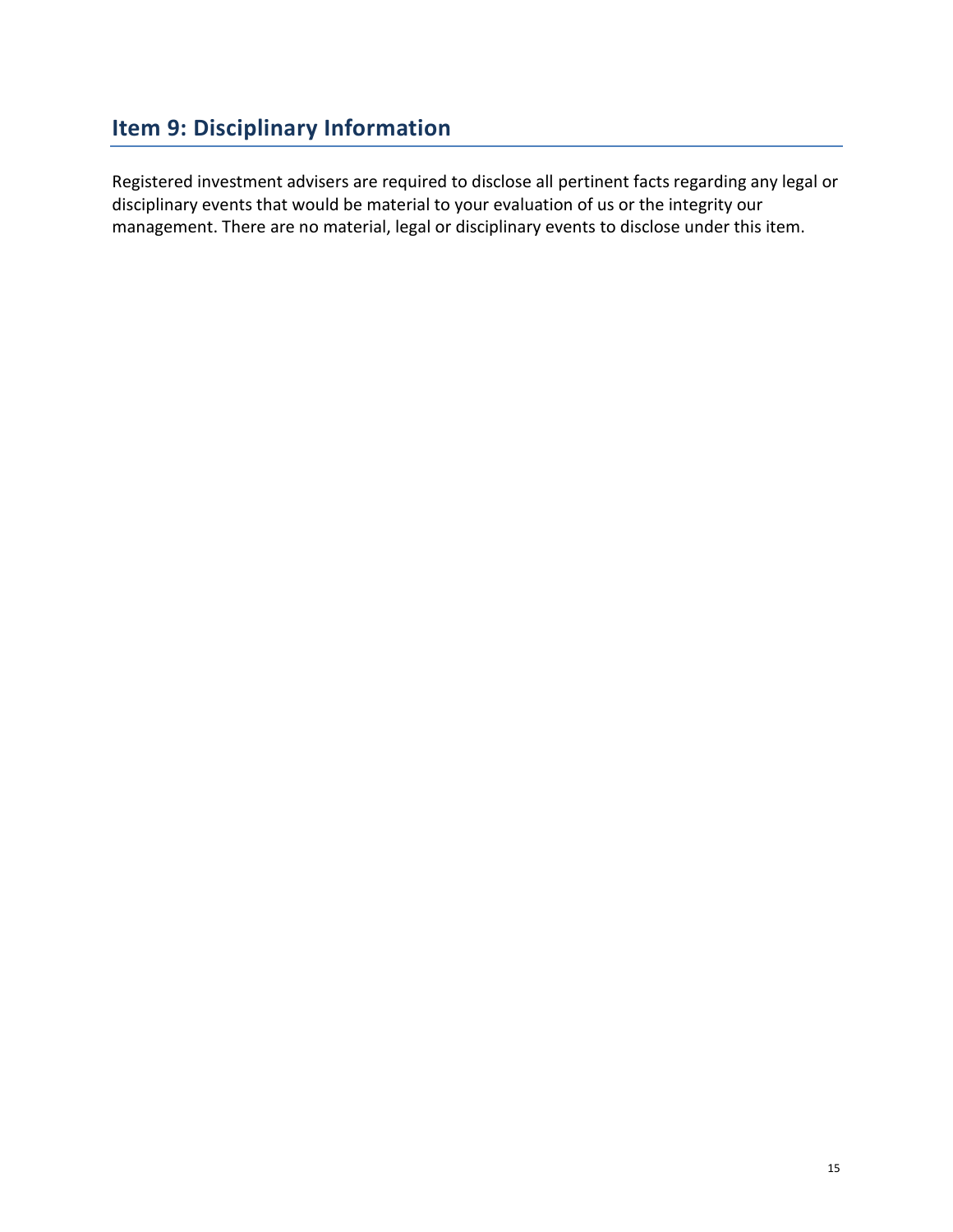## Item 9: Disciplinary Information

Registered investment advisers are required to disclose all pertinent facts regarding any legal or disciplinary events that would be material to your evaluation of us or the integrity our management. There are no material, legal or disciplinary events to disclose under this item.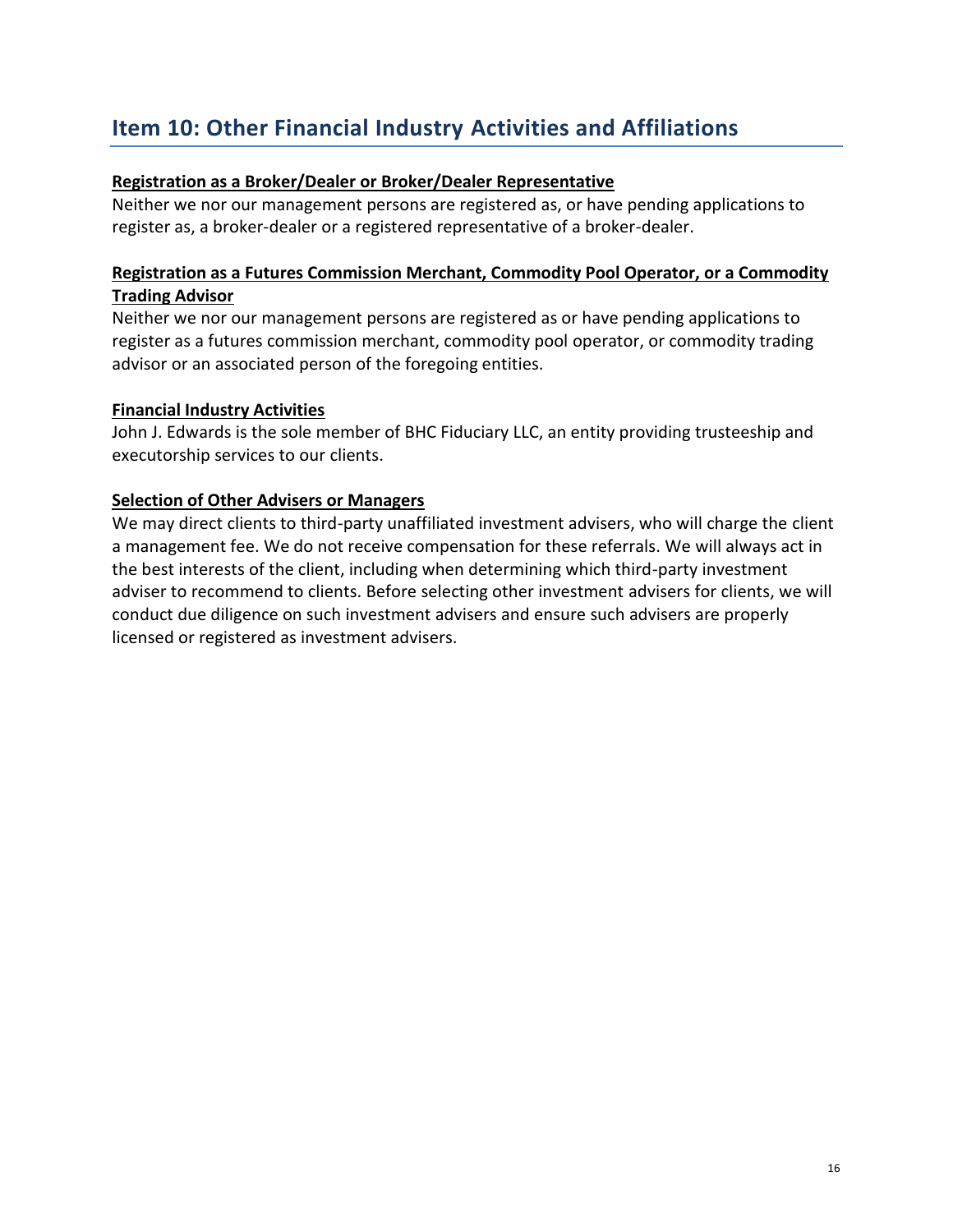## Item 10: Other Financial Industry Activities and Affiliations

**Registration as a Broker/Dealer or Broker/Dealer Representative**

Neither we nor our management persons are registered as, or have pending applications to register as, a broker-dealer or a registered representative of a broker-dealer.

**Registration as a Futures Commission Merchant, Commodity Pool Operator, or a Commodity Trading Advisor**

Neither we nor our management persons are registered as or have pending applications to register as a futures commission merchant, commodity pool operator, or commodity trading advisor or an associated person of the foregoing entities.

**Financial Industry Activities**

John J. Edwards is the sole member of BHC Fiduciary LLC, an entity providing trusteeship and executorship services to our clients.

**Selection of Other Advisers or Managers**

We may direct clients to third-party unaffiliated investment advisers, who will charge the client a management fee. We do not receive compensation for these referrals. We will always act in the best interests of the client, including when determining which third-party investment adviser to recommend to clients. Before selecting other investment advisers for clients, we will conduct due diligence on such investment advisers and ensure such advisers are properly licensed or registered as investment advisers.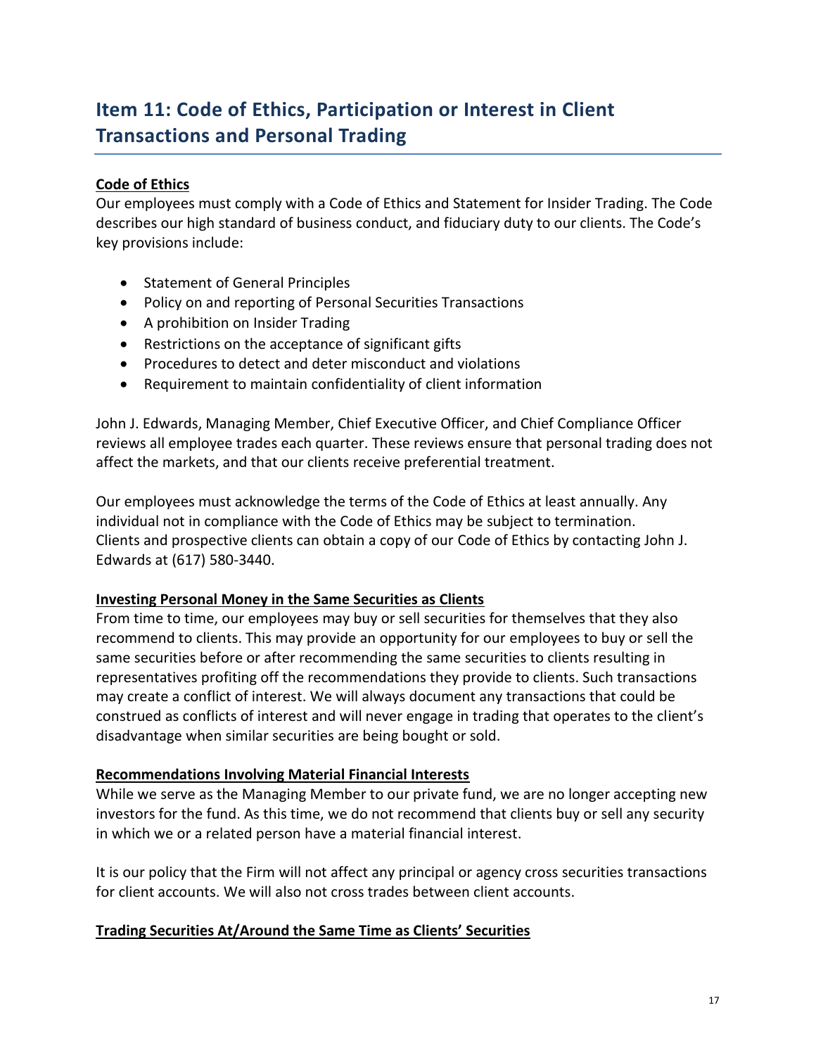## Item 11: Code of Ethics, Participation or Interest in Client Transactions and Personal Trading

**Code of Ethics**

Our employees must comply with a Code of Ethics and Statement for Insider Trading. The Code describes our high standard of business conduct, and fiduciary duty to our clients. The Code's key provisions include:

- Statement of General Principles
- Policy on and reporting of Personal Securities Transactions
- A prohibition on Insider Trading
- Restrictions on the acceptance of significant gifts
- Procedures to detect and deter misconduct and violations
- Requirement to maintain confidentiality of client information

John J. Edwards, Managing Member, Chief Executive Officer, and Chief Compliance Officer reviews all employee trades each quarter. These reviews ensure that personal trading does not affect the markets, and that our clients receive preferential treatment.

Our employees must acknowledge the terms of the Code of Ethics at least annually. Any individual not in compliance with the Code of Ethics may be subject to termination. Clients and prospective clients can obtain a copy of our Code of Ethics by contacting John J. Edwards at (617) 580-3440.

**Investing Personal Money in the Same Securities as Clients**

From time to time, our employees may buy or sell securities for themselves that they also recommend to clients. This may provide an opportunity for our employees to buy or sell the same securities before or after recommending the same securities to clients resulting in representatives profiting off the recommendations they provide to clients. Such transactions may create a conflict of interest. We will always document any transactions that could be construed as conflicts of interest and will never engage in trading that operates to the client's disadvantage when similar securities are being bought or sold.

**Recommendations Involving Material Financial Interests**

While we serve as the Managing Member to our private fund, we are no longer accepting new investors for the fund. As this time, we do not recommend that clients buy or sell any security in which we or a related person have a material financial interest.

It is our policy that the Firm will not affect any principal or agency cross securities transactions for client accounts. We will also not cross trades between client accounts.

**Trading Securities At/Around the Same Time as Clients' Securities**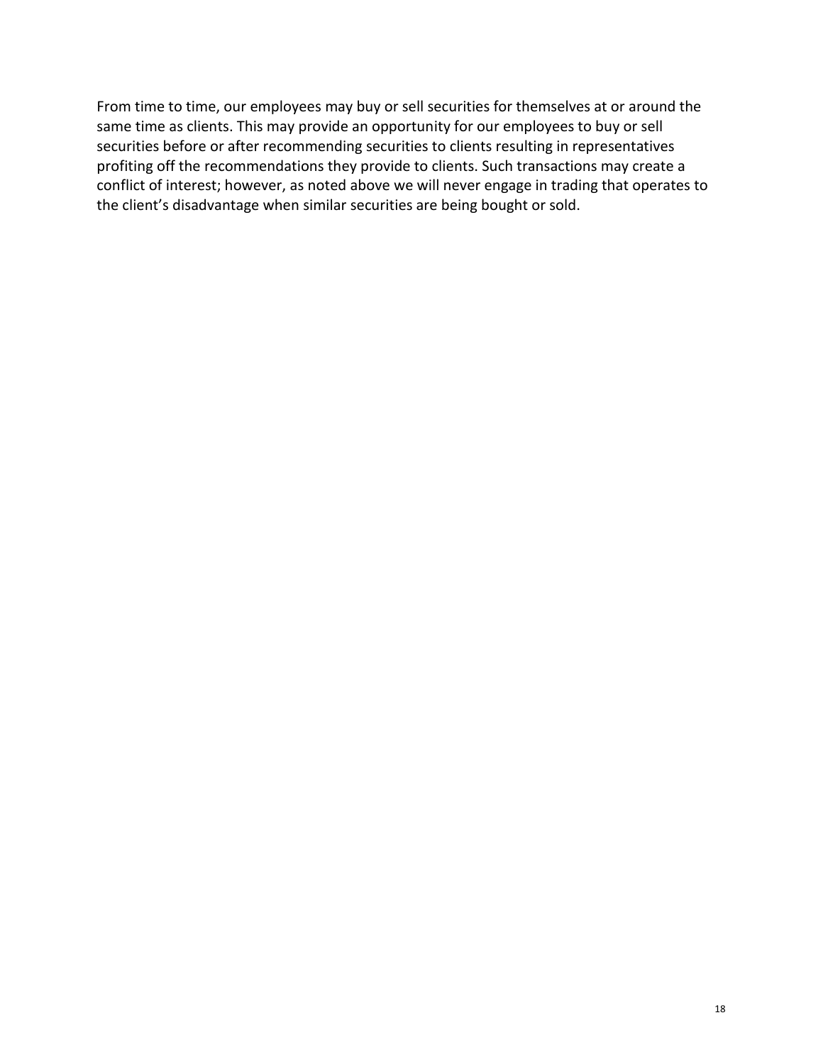From time to time, our employees may buy or sell securities for themselves at or around the same time as clients. This may provide an opportunity for our employees to buy or sell securities before or after recommending securities to clients resulting in representatives profiting off the recommendations they provide to clients. Such transactions may create a conflict of interest; however, as noted above we will never engage in trading that operates to the client's disadvantage when similar securities are being bought or sold.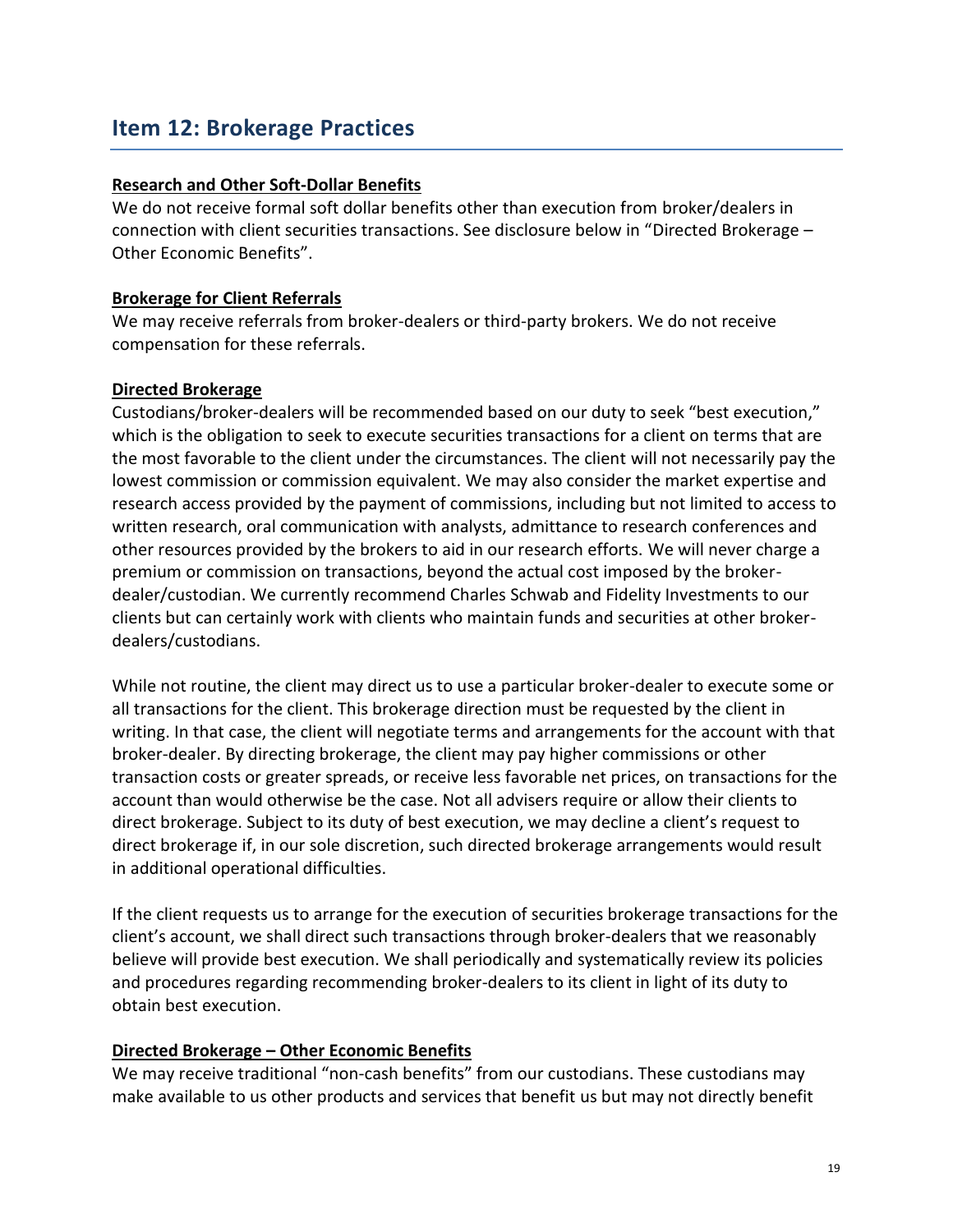## Item 12: Brokerage Practices

**Research and Other Soft-Dollar Benefits**

We do not receive formal soft dollar benefits other than execution from broker/dealers in connection with client securities transactions. See disclosure below in "Directed Brokerage – Other Economic Benefits".

**Brokerage for Client Referrals**

We may receive referrals from broker-dealers or third-party brokers. We do not receive compensation for these referrals.

**Directed Brokerage**

Custodians/broker-dealers will be recommended based on our duty to seek "best execution," which is the obligation to seek to execute securities transactions for a client on terms that are the most favorable to the client under the circumstances. The client will not necessarily pay the lowest commission or commission equivalent. We may also consider the market expertise and research access provided by the payment of commissions, including but not limited to access to written research, oral communication with analysts, admittance to research conferences and other resources provided by the brokers to aid in our research efforts. We will never charge a premium or commission on transactions, beyond the actual cost imposed by the broker-dealer/custodian. We currently recommend Charles Schwab and Fidelity Investments to our clients but can certainly work with clients who maintain funds and securities at other broker-dealers/custodians.

While not routine, the client may direct us to use a particular broker-dealer to execute some or all transactions for the client. This brokerage direction must be requested by the client in writing. In that case, the client will negotiate terms and arrangements for the account with that broker-dealer. By directing brokerage, the client may pay higher commissions or other transaction costs or greater spreads, or receive less favorable net prices, on transactions for the account than would otherwise be the case. Not all advisers require or allow their clients to direct brokerage. Subject to its duty of best execution, we may decline a client's request to direct brokerage if, in our sole discretion, such directed brokerage arrangements would result in additional operational difficulties.

If the client requests us to arrange for the execution of securities brokerage transactions for the client's account, we shall direct such transactions through broker-dealers that we reasonably believe will provide best execution. We shall periodically and systematically review its policies and procedures regarding recommending broker-dealers to its client in light of its duty to obtain best execution.

**Directed Brokerage – Other Economic Benefits**

We may receive traditional "non-cash benefits" from our custodians. These custodians may make available to us other products and services that benefit us but may not directly benefit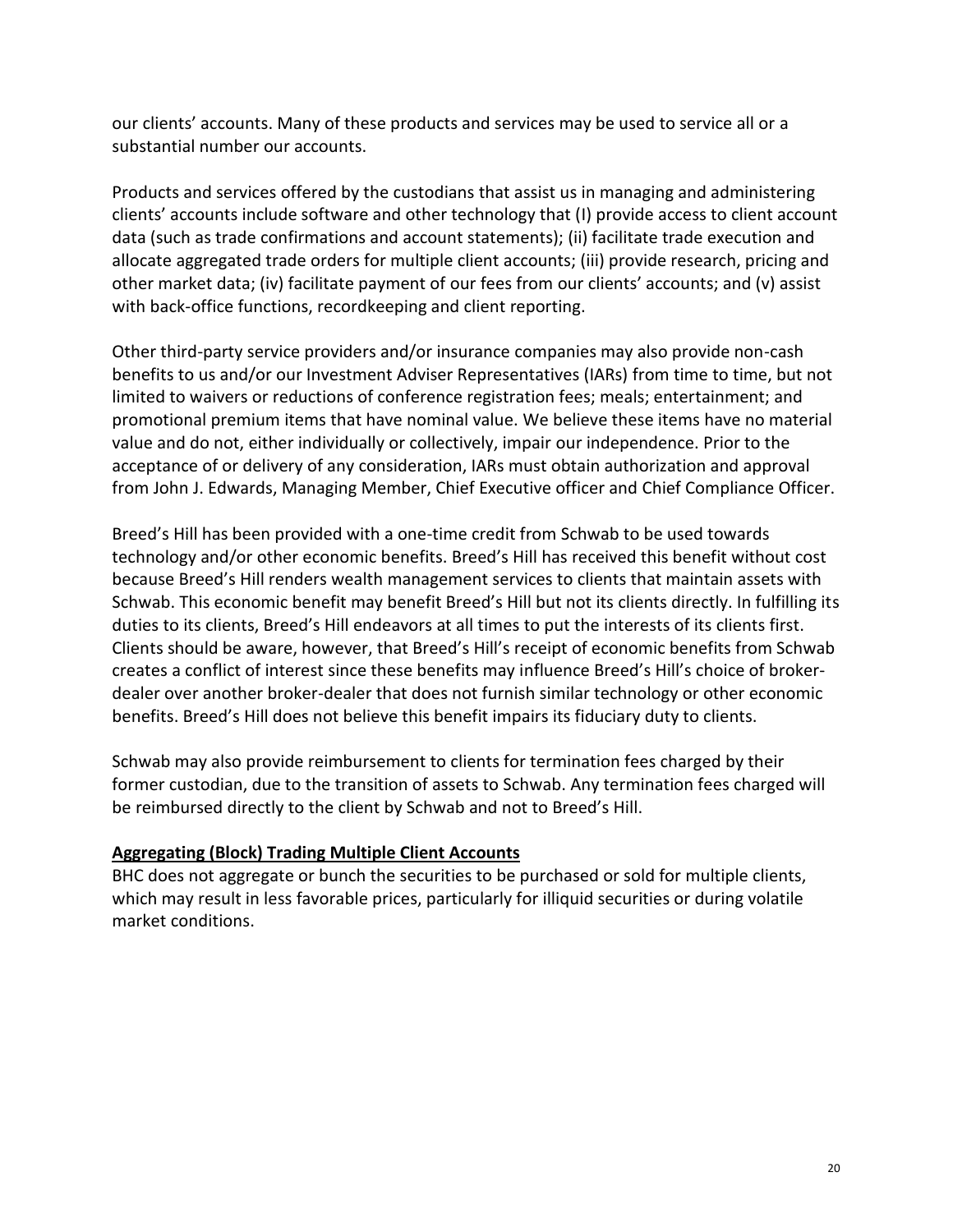our clients' accounts. Many of these products and services may be used to service all or a substantial number our accounts.

Products and services offered by the custodians that assist us in managing and administering clients' accounts include software and other technology that (I) provide access to client account data (such as trade confirmations and account statements); (ii) facilitate trade execution and allocate aggregated trade orders for multiple client accounts; (iii) provide research, pricing and other market data; (iv) facilitate payment of our fees from our clients' accounts; and (v) assist with back-office functions, recordkeeping and client reporting.

Other third-party service providers and/or insurance companies may also provide non-cash benefits to us and/or our Investment Adviser Representatives (IARs) from time to time, but not limited to waivers or reductions of conference registration fees; meals; entertainment; and promotional premium items that have nominal value. We believe these items have no material value and do not, either individually or collectively, impair our independence. Prior to the acceptance of or delivery of any consideration, IARs must obtain authorization and approval from John J. Edwards, Managing Member, Chief Executive officer and Chief Compliance Officer.

Breed's Hill has been provided with a one-time credit from Schwab to be used towards technology and/or other economic benefits. Breed's Hill has received this benefit without cost because Breed's Hill renders wealth management services to clients that maintain assets with Schwab. This economic benefit may benefit Breed's Hill but not its clients directly. In fulfilling its duties to its clients, Breed's Hill endeavors at all times to put the interests of its clients first. Clients should be aware, however, that Breed's Hill's receipt of economic benefits from Schwab creates a conflict of interest since these benefits may influence Breed's Hill's choice of broker-dealer over another broker-dealer that does not furnish similar technology or other economic benefits. Breed's Hill does not believe this benefit impairs its fiduciary duty to clients.

Schwab may also provide reimbursement to clients for termination fees charged by their former custodian, due to the transition of assets to Schwab. Any termination fees charged will be reimbursed directly to the client by Schwab and not to Breed's Hill.

**Aggregating (Block) Trading Multiple Client Accounts**

BHC does not aggregate or bunch the securities to be purchased or sold for multiple clients, which may result in less favorable prices, particularly for illiquid securities or during volatile market conditions.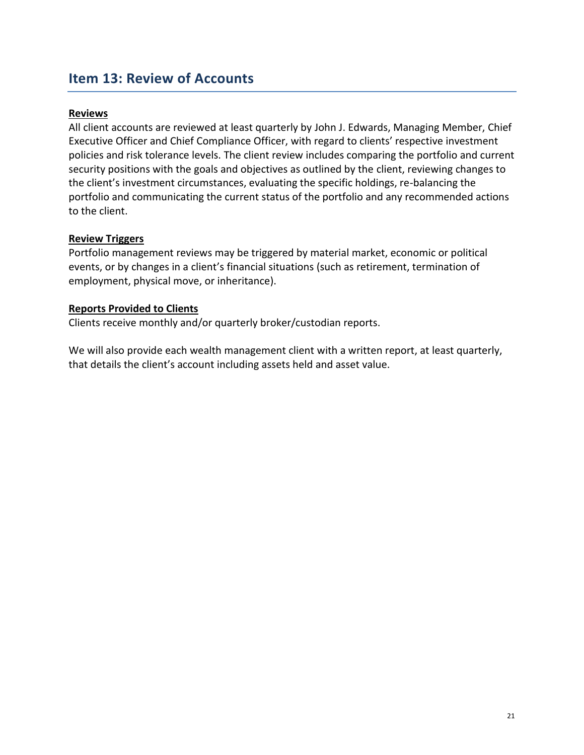## Item 13: Review of Accounts

**Reviews**

All client accounts are reviewed at least quarterly by John J. Edwards, Managing Member, Chief Executive Officer and Chief Compliance Officer, with regard to clients' respective investment policies and risk tolerance levels. The client review includes comparing the portfolio and current security positions with the goals and objectives as outlined by the client, reviewing changes to the client's investment circumstances, evaluating the specific holdings, re-balancing the portfolio and communicating the current status of the portfolio and any recommended actions to the client.

**Review Triggers**

Portfolio management reviews may be triggered by material market, economic or political events, or by changes in a client's financial situations (such as retirement, termination of employment, physical move, or inheritance).

**Reports Provided to Clients**

Clients receive monthly and/or quarterly broker/custodian reports.

We will also provide each wealth management client with a written report, at least quarterly, that details the client's account including assets held and asset value.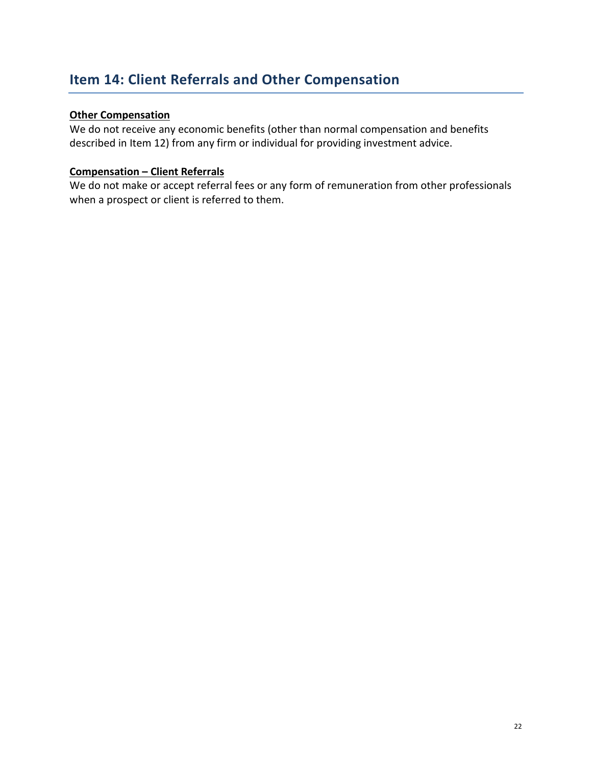## Item 14: Client Referrals and Other Compensation

**Other Compensation**

We do not receive any economic benefits (other than normal compensation and benefits described in Item 12) from any firm or individual for providing investment advice.

**Compensation – Client Referrals**

We do not make or accept referral fees or any form of remuneration from other professionals when a prospect or client is referred to them.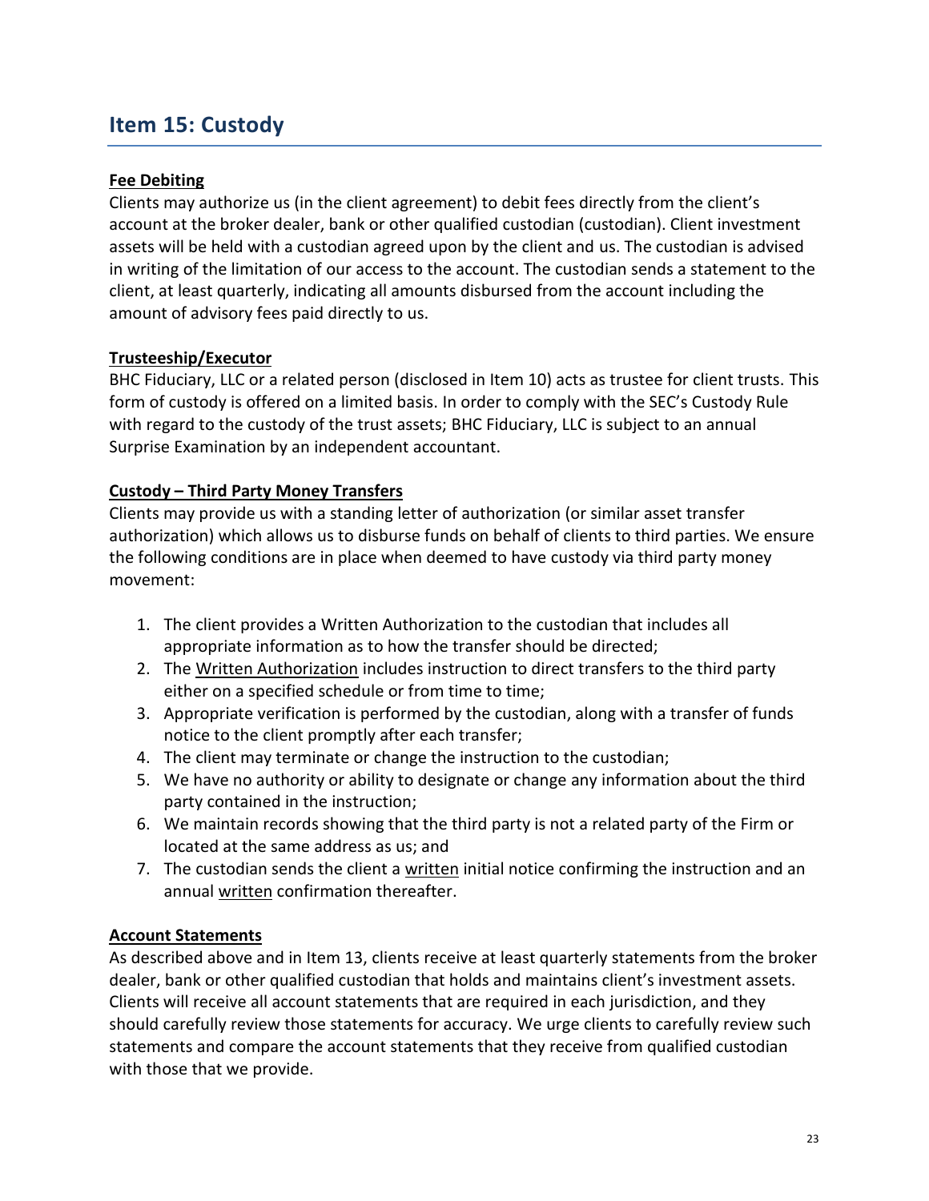## Item 15: Custody

**Fee Debiting**

Clients may authorize us (in the client agreement) to debit fees directly from the client's account at the broker dealer, bank or other qualified custodian (custodian). Client investment assets will be held with a custodian agreed upon by the client and us. The custodian is advised in writing of the limitation of our access to the account. The custodian sends a statement to the client, at least quarterly, indicating all amounts disbursed from the account including the amount of advisory fees paid directly to us.

**Trusteeship/Executor**

BHC Fiduciary, LLC or a related person (disclosed in Item 10) acts as trustee for client trusts. This form of custody is offered on a limited basis. In order to comply with the SEC's Custody Rule with regard to the custody of the trust assets; BHC Fiduciary, LLC is subject to an annual Surprise Examination by an independent accountant.

**Custody – Third Party Money Transfers**

Clients may provide us with a standing letter of authorization (or similar asset transfer authorization) which allows us to disburse funds on behalf of clients to third parties. We ensure the following conditions are in place when deemed to have custody via third party money movement:

1. The client provides a Written Authorization to the custodian that includes all appropriate information as to how the transfer should be directed;
2. The Written Authorization includes instruction to direct transfers to the third party either on a specified schedule or from time to time;
3. Appropriate verification is performed by the custodian, along with a transfer of funds notice to the client promptly after each transfer;
4. The client may terminate or change the instruction to the custodian;
5. We have no authority or ability to designate or change any information about the third party contained in the instruction;
6. We maintain records showing that the third party is not a related party of the Firm or located at the same address as us; and
7. The custodian sends the client a written initial notice confirming the instruction and an annual written confirmation thereafter.

**Account Statements**

As described above and in Item 13, clients receive at least quarterly statements from the broker dealer, bank or other qualified custodian that holds and maintains client's investment assets. Clients will receive all account statements that are required in each jurisdiction, and they should carefully review those statements for accuracy. We urge clients to carefully review such statements and compare the account statements that they receive from qualified custodian with those that we provide.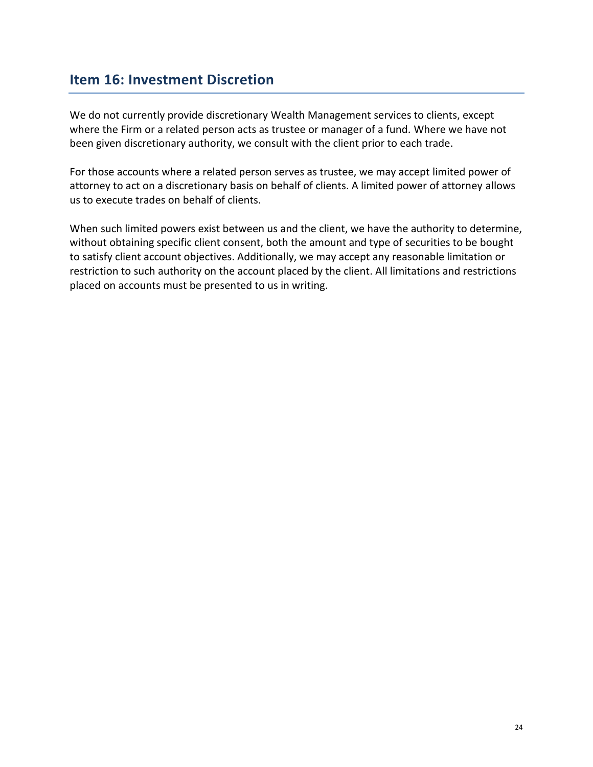## Item 16: Investment Discretion

We do not currently provide discretionary Wealth Management services to clients, except where the Firm or a related person acts as trustee or manager of a fund. Where we have not been given discretionary authority, we consult with the client prior to each trade.

For those accounts where a related person serves as trustee, we may accept limited power of attorney to act on a discretionary basis on behalf of clients. A limited power of attorney allows us to execute trades on behalf of clients.

When such limited powers exist between us and the client, we have the authority to determine, without obtaining specific client consent, both the amount and type of securities to be bought to satisfy client account objectives. Additionally, we may accept any reasonable limitation or restriction to such authority on the account placed by the client. All limitations and restrictions placed on accounts must be presented to us in writing.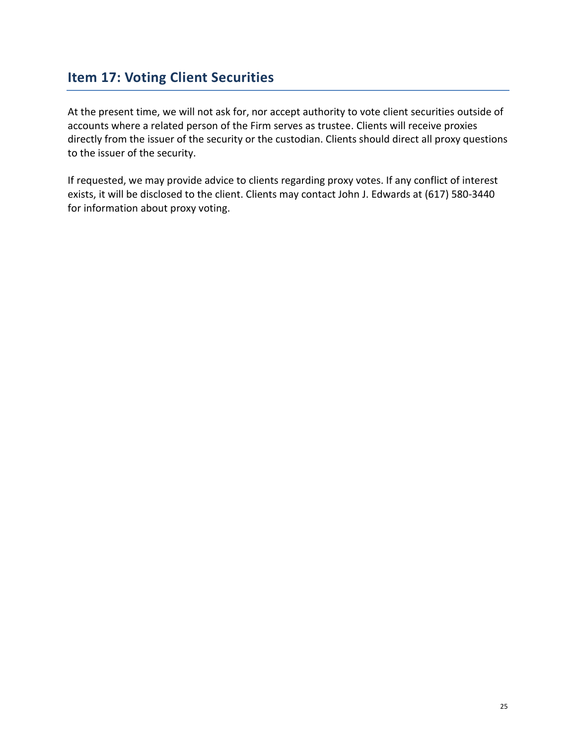## Item 17: Voting Client Securities

At the present time, we will not ask for, nor accept authority to vote client securities outside of accounts where a related person of the Firm serves as trustee. Clients will receive proxies directly from the issuer of the security or the custodian. Clients should direct all proxy questions to the issuer of the security.

If requested, we may provide advice to clients regarding proxy votes. If any conflict of interest exists, it will be disclosed to the client. Clients may contact John J. Edwards at (617) 580-3440 for information about proxy voting.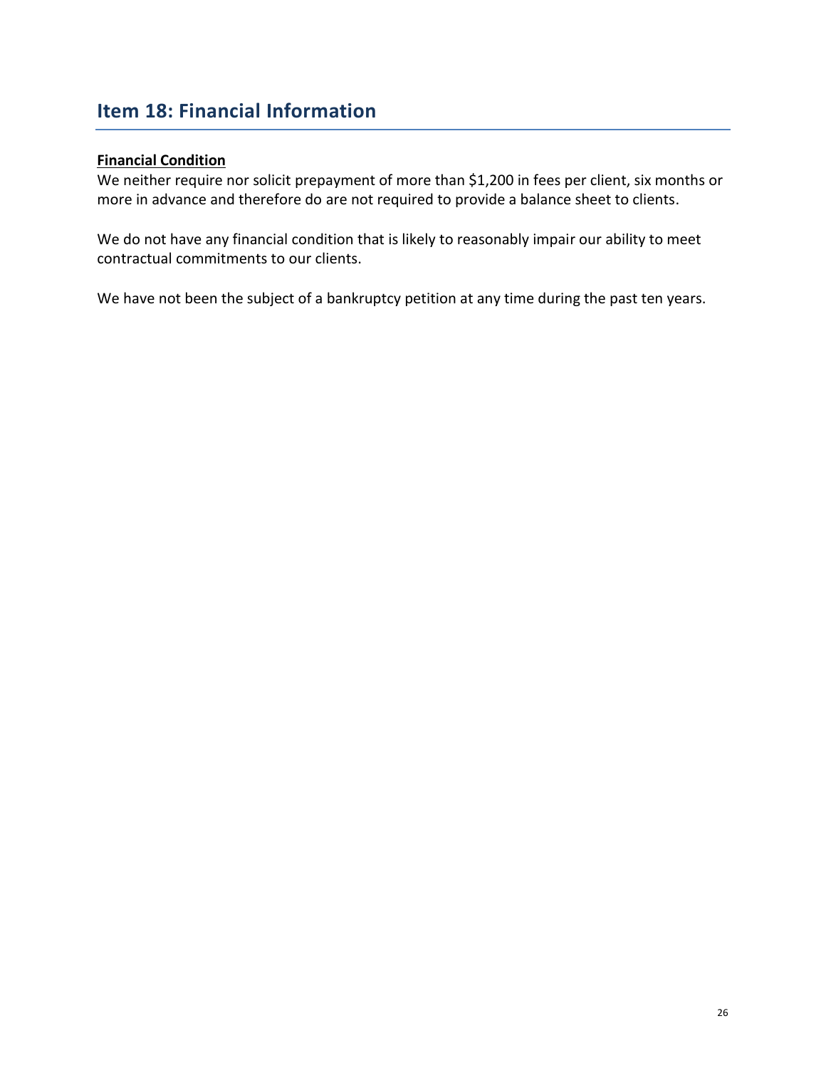## Item 18: Financial Information

**Financial Condition**

We neither require nor solicit prepayment of more than $1,200 in fees per client, six months or more in advance and therefore do are not required to provide a balance sheet to clients.

We do not have any financial condition that is likely to reasonably impair our ability to meet contractual commitments to our clients.

We have not been the subject of a bankruptcy petition at any time during the past ten years.